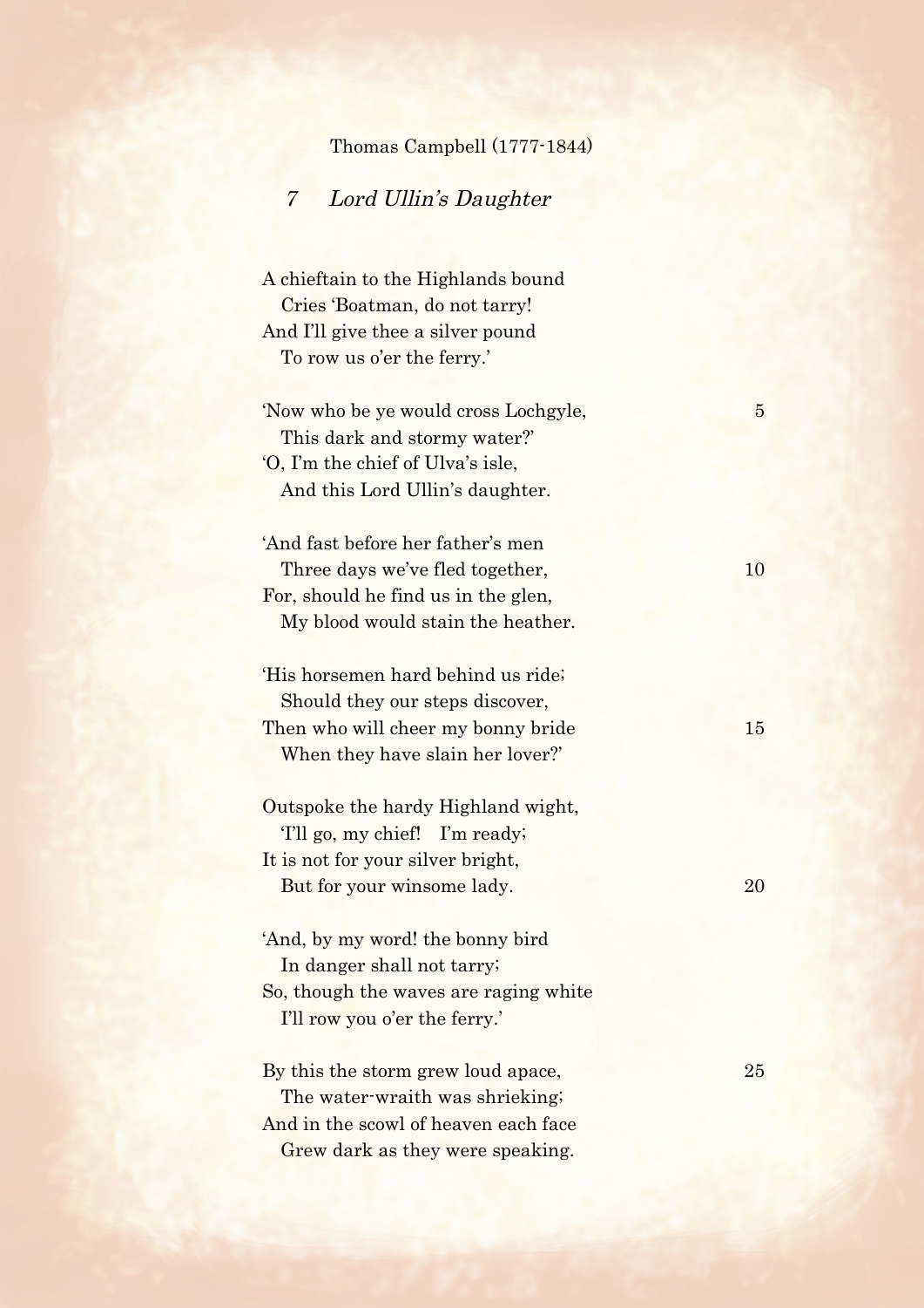Thomas Campbell (1777-1844)

## 7 *Lord Ullin's Daughter*

A chieftain to the Highlands bound  
  Cries 'Boatman, do not tarry!  
And I'll give thee a silver pound  
  To row us o'er the ferry.'

'Now who be ye would cross Lochgyle,  
  This dark and stormy water?'  
'O, I'm the chief of Ulva's isle,  
  And this Lord Ullin's daughter.

'And fast before her father's men  
  Three days we've fled together,  
For, should he find us in the glen,  
  My blood would stain the heather.

'His horsemen hard behind us ride;  
  Should they our steps discover,  
Then who will cheer my bonny bride  
  When they have slain her lover?'

Outspoke the hardy Highland wight,  
  'I'll go, my chief! I'm ready;  
It is not for your silver bright,  
  But for your winsome lady.

'And, by my word! the bonny bird  
  In danger shall not tarry;  
So, though the waves are raging white  
  I'll row you o'er the ferry.'

By this the storm grew loud apace,  
  The water-wraith was shrieking;  
And in the scowl of heaven each face  
  Grew dark as they were speaking.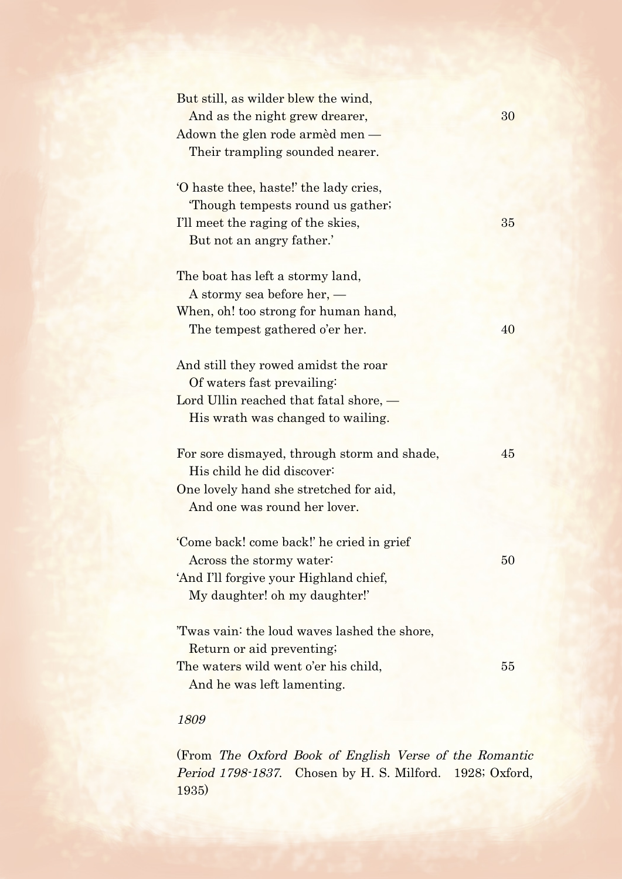But still, as wilder blew the wind,
  And as the night grew drearer, 30
Adown the glen rode armèd men —
  Their trampling sounded nearer.

'O haste thee, haste!' the lady cries,
  'Though tempests round us gather;
I'll meet the raging of the skies, 35
  But not an angry father.'

The boat has left a stormy land,
  A stormy sea before her, —
When, oh! too strong for human hand,
  The tempest gathered o'er her. 40

And still they rowed amidst the roar
  Of waters fast prevailing:
Lord Ullin reached that fatal shore, —
  His wrath was changed to wailing.

For sore dismayed, through storm and shade, 45
  His child he did discover:
One lovely hand she stretched for aid,
  And one was round her lover.

'Come back! come back!' he cried in grief
  Across the stormy water: 50
'And I'll forgive your Highland chief,
  My daughter! oh my daughter!'

'Twas vain: the loud waves lashed the shore,
  Return or aid preventing;
The waters wild went o'er his child, 55
  And he was left lamenting.

*1809*

(From *The Oxford Book of English Verse of the Romantic Period 1798-1837*. Chosen by H. S. Milford. 1928; Oxford, 1935)